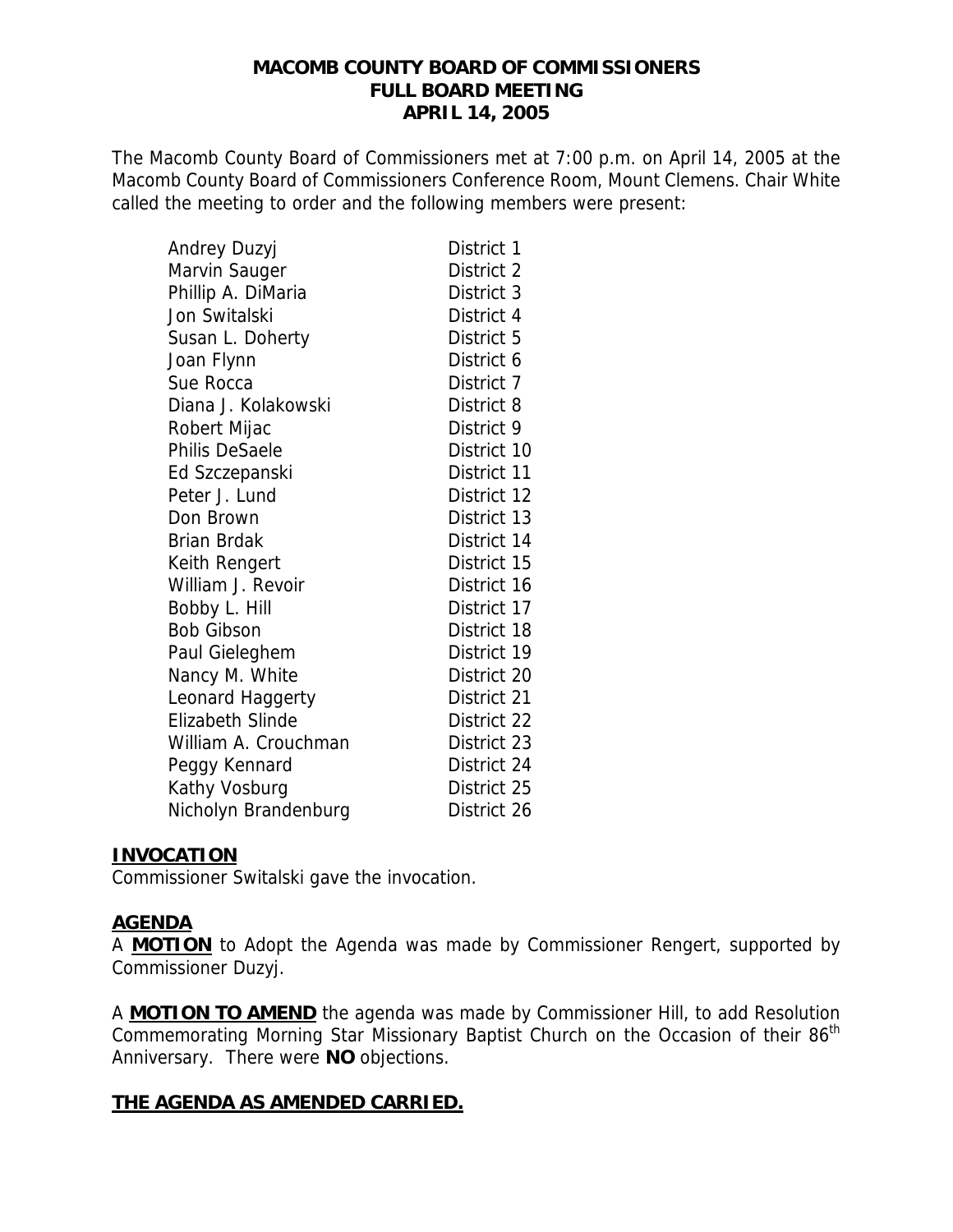# MACOMB COUNTY BOARD OF COMMISSIONERS
## FULL BOARD MEETING
## APRIL 14, 2005

The Macomb County Board of Commissioners met at 7:00 p.m. on April 14, 2005 at the Macomb County Board of Commissioners Conference Room, Mount Clemens. Chair White called the meeting to order and the following members were present:

| | |
|---|---|
| Andrey Duzyj | District 1 |
| Marvin Sauger | District 2 |
| Phillip A. DiMaria | District 3 |
| Jon Switalski | District 4 |
| Susan L. Doherty | District 5 |
| Joan Flynn | District 6 |
| Sue Rocca | District 7 |
| Diana J. Kolakowski | District 8 |
| Robert Mijac | District 9 |
| Philis DeSaele | District 10 |
| Ed Szczepanski | District 11 |
| Peter J. Lund | District 12 |
| Don Brown | District 13 |
| Brian Brdak | District 14 |
| Keith Rengert | District 15 |
| William J. Revoir | District 16 |
| Bobby L. Hill | District 17 |
| Bob Gibson | District 18 |
| Paul Gieleghem | District 19 |
| Nancy M. White | District 20 |
| Leonard Haggerty | District 21 |
| Elizabeth Slinde | District 22 |
| William A. Crouchman | District 23 |
| Peggy Kennard | District 24 |
| Kathy Vosburg | District 25 |
| Nicholyn Brandenburg | District 26 |

**INVOCATION**

Commissioner Switalski gave the invocation.

**AGENDA**

A **MOTION** to Adopt the Agenda was made by Commissioner Rengert, supported by Commissioner Duzyj.

A **MOTION TO AMEND** the agenda was made by Commissioner Hill, to add Resolution Commemorating Morning Star Missionary Baptist Church on the Occasion of their 86th Anniversary. There were **NO** objections.

**THE AGENDA AS AMENDED CARRIED.**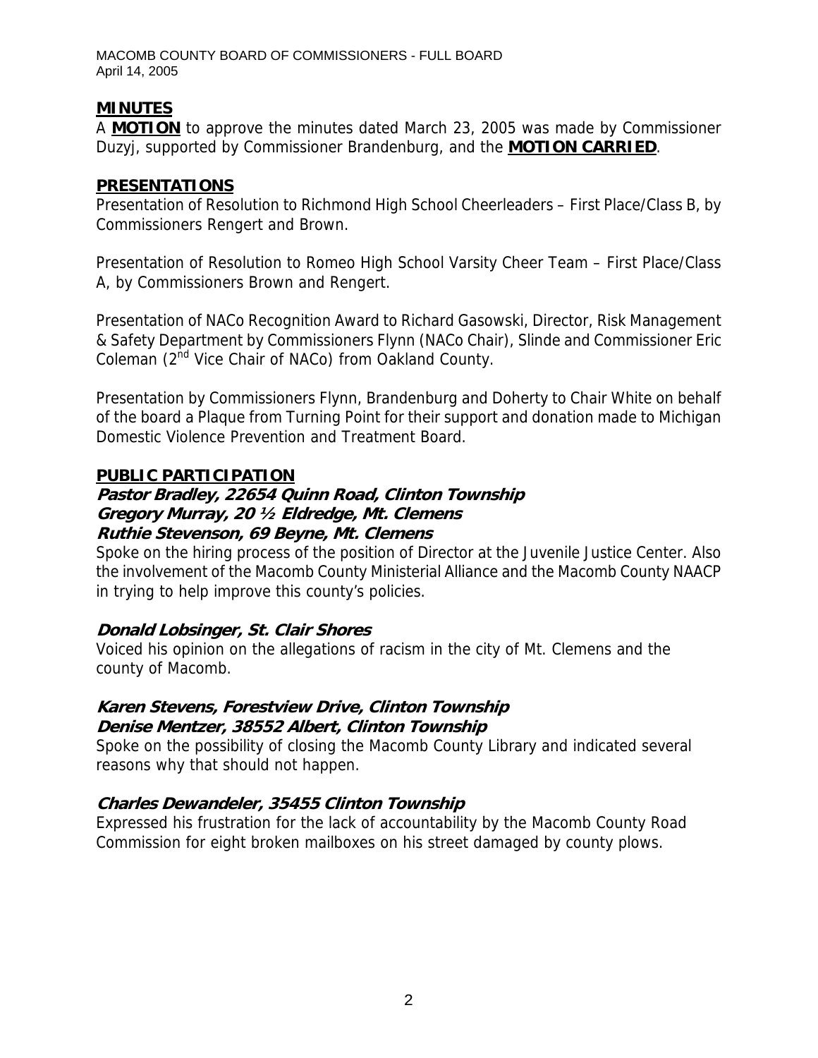## MINUTES

A **MOTION** to approve the minutes dated March 23, 2005 was made by Commissioner Duzyj, supported by Commissioner Brandenburg, and the **MOTION CARRIED**.

## PRESENTATIONS

Presentation of Resolution to Richmond High School Cheerleaders – First Place/Class B, by Commissioners Rengert and Brown.

Presentation of Resolution to Romeo High School Varsity Cheer Team – First Place/Class A, by Commissioners Brown and Rengert.

Presentation of NACo Recognition Award to Richard Gasowski, Director, Risk Management & Safety Department by Commissioners Flynn (NACo Chair), Slinde and Commissioner Eric Coleman (2nd Vice Chair of NACo) from Oakland County.

Presentation by Commissioners Flynn, Brandenburg and Doherty to Chair White on behalf of the board a Plaque from Turning Point for their support and donation made to Michigan Domestic Violence Prevention and Treatment Board.

## PUBLIC PARTICIPATION

***Pastor Bradley, 22654 Quinn Road, Clinton Township***
***Gregory Murray, 20 ½ Eldredge, Mt. Clemens***
***Ruthie Stevenson, 69 Beyne, Mt. Clemens***

Spoke on the hiring process of the position of Director at the Juvenile Justice Center. Also the involvement of the Macomb County Ministerial Alliance and the Macomb County NAACP in trying to help improve this county's policies.

***Donald Lobsinger, St. Clair Shores***

Voiced his opinion on the allegations of racism in the city of Mt. Clemens and the county of Macomb.

***Karen Stevens, Forestview Drive, Clinton Township***
***Denise Mentzer, 38552 Albert, Clinton Township***

Spoke on the possibility of closing the Macomb County Library and indicated several reasons why that should not happen.

***Charles Dewandeler, 35455 Clinton Township***

Expressed his frustration for the lack of accountability by the Macomb County Road Commission for eight broken mailboxes on his street damaged by county plows.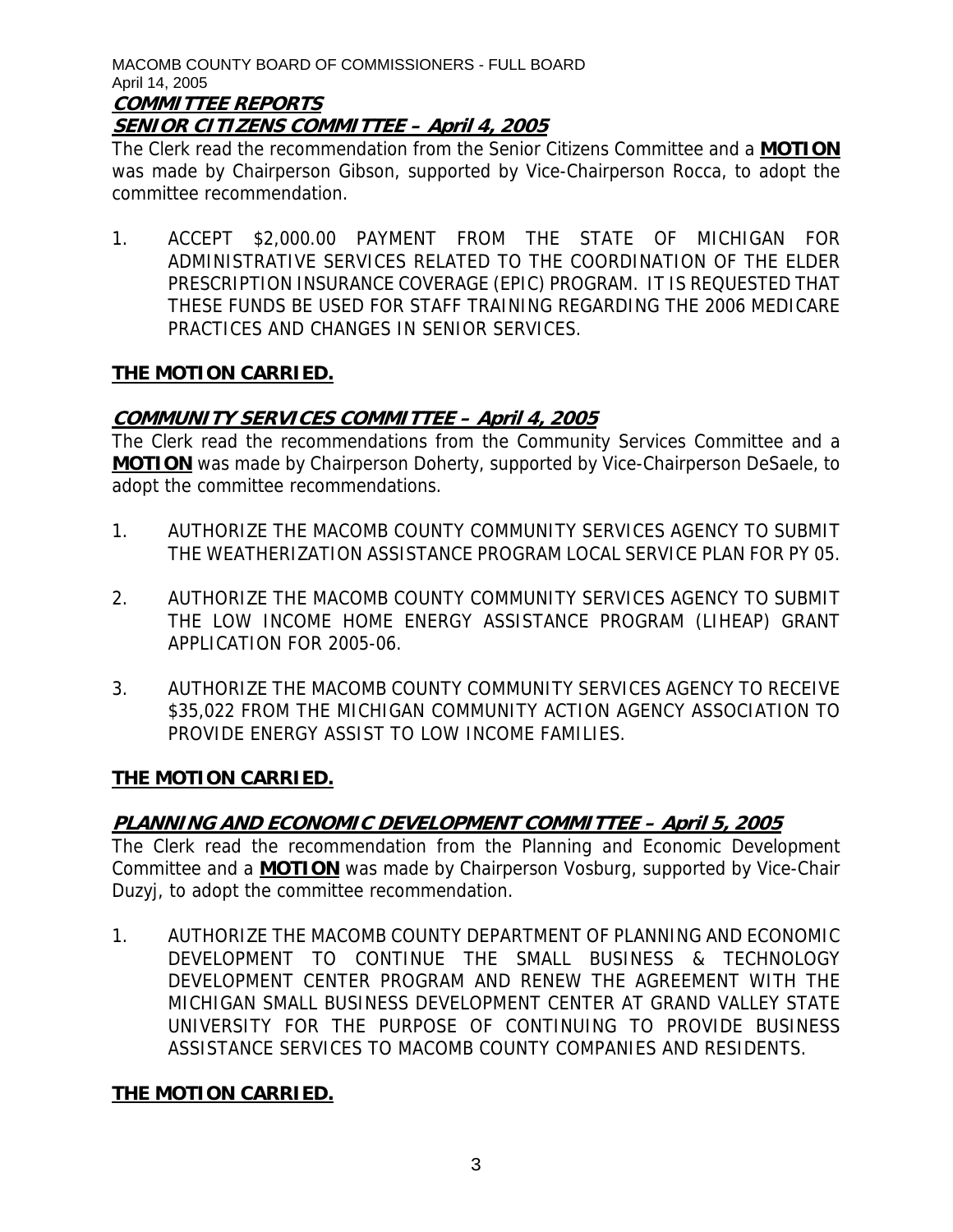## COMMITTEE REPORTS

### SENIOR CITIZENS COMMITTEE – April 4, 2005

The Clerk read the recommendation from the Senior Citizens Committee and a **MOTION** was made by Chairperson Gibson, supported by Vice-Chairperson Rocca, to adopt the committee recommendation.

1. ACCEPT $2,000.00 PAYMENT FROM THE STATE OF MICHIGAN FOR ADMINISTRATIVE SERVICES RELATED TO THE COORDINATION OF THE ELDER PRESCRIPTION INSURANCE COVERAGE (EPIC) PROGRAM. IT IS REQUESTED THAT THESE FUNDS BE USED FOR STAFF TRAINING REGARDING THE 2006 MEDICARE PRACTICES AND CHANGES IN SENIOR SERVICES.

**THE MOTION CARRIED.**

### COMMUNITY SERVICES COMMITTEE – April 4, 2005

The Clerk read the recommendations from the Community Services Committee and a **MOTION** was made by Chairperson Doherty, supported by Vice-Chairperson DeSaele, to adopt the committee recommendations.

1. AUTHORIZE THE MACOMB COUNTY COMMUNITY SERVICES AGENCY TO SUBMIT THE WEATHERIZATION ASSISTANCE PROGRAM LOCAL SERVICE PLAN FOR PY 05.

2. AUTHORIZE THE MACOMB COUNTY COMMUNITY SERVICES AGENCY TO SUBMIT THE LOW INCOME HOME ENERGY ASSISTANCE PROGRAM (LIHEAP) GRANT APPLICATION FOR 2005-06.

3. AUTHORIZE THE MACOMB COUNTY COMMUNITY SERVICES AGENCY TO RECEIVE $35,022 FROM THE MICHIGAN COMMUNITY ACTION AGENCY ASSOCIATION TO PROVIDE ENERGY ASSIST TO LOW INCOME FAMILIES.

**THE MOTION CARRIED.**

### PLANNING AND ECONOMIC DEVELOPMENT COMMITTEE – April 5, 2005

The Clerk read the recommendation from the Planning and Economic Development Committee and a **MOTION** was made by Chairperson Vosburg, supported by Vice-Chair Duzyj, to adopt the committee recommendation.

1. AUTHORIZE THE MACOMB COUNTY DEPARTMENT OF PLANNING AND ECONOMIC DEVELOPMENT TO CONTINUE THE SMALL BUSINESS & TECHNOLOGY DEVELOPMENT CENTER PROGRAM AND RENEW THE AGREEMENT WITH THE MICHIGAN SMALL BUSINESS DEVELOPMENT CENTER AT GRAND VALLEY STATE UNIVERSITY FOR THE PURPOSE OF CONTINUING TO PROVIDE BUSINESS ASSISTANCE SERVICES TO MACOMB COUNTY COMPANIES AND RESIDENTS.

**THE MOTION CARRIED.**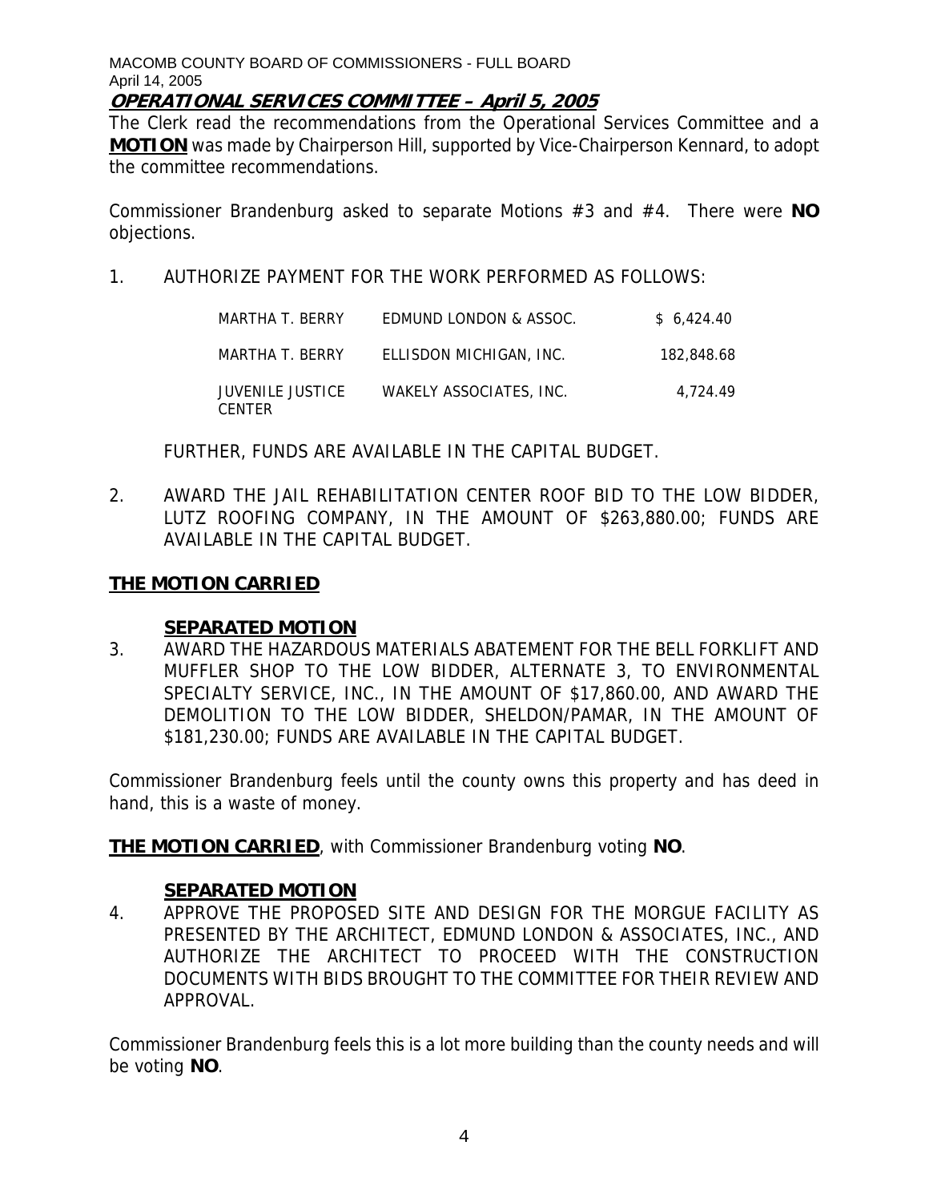**OPERATIONAL SERVICES COMMITTEE – April 5, 2005**

The Clerk read the recommendations from the Operational Services Committee and a **MOTION** was made by Chairperson Hill, supported by Vice-Chairperson Kennard, to adopt the committee recommendations.

Commissioner Brandenburg asked to separate Motions #3 and #4. There were **NO** objections.

1. AUTHORIZE PAYMENT FOR THE WORK PERFORMED AS FOLLOWS:

| | | |
|---|---|---|
| MARTHA T. BERRY | EDMUND LONDON & ASSOC. | $ 6,424.40 |
| MARTHA T. BERRY | ELLISDON MICHIGAN, INC. | 182,848.68 |
| JUVENILE JUSTICE CENTER | WAKELY ASSOCIATES, INC. | 4,724.49 |

FURTHER, FUNDS ARE AVAILABLE IN THE CAPITAL BUDGET.

2. AWARD THE JAIL REHABILITATION CENTER ROOF BID TO THE LOW BIDDER, LUTZ ROOFING COMPANY, IN THE AMOUNT OF $263,880.00; FUNDS ARE AVAILABLE IN THE CAPITAL BUDGET.

**THE MOTION CARRIED**

**SEPARATED MOTION**

3. AWARD THE HAZARDOUS MATERIALS ABATEMENT FOR THE BELL FORKLIFT AND MUFFLER SHOP TO THE LOW BIDDER, ALTERNATE 3, TO ENVIRONMENTAL SPECIALTY SERVICE, INC., IN THE AMOUNT OF $17,860.00, AND AWARD THE DEMOLITION TO THE LOW BIDDER, SHELDON/PAMAR, IN THE AMOUNT OF $181,230.00; FUNDS ARE AVAILABLE IN THE CAPITAL BUDGET.

Commissioner Brandenburg feels until the county owns this property and has deed in hand, this is a waste of money.

**THE MOTION CARRIED**, with Commissioner Brandenburg voting **NO**.

**SEPARATED MOTION**

4. APPROVE THE PROPOSED SITE AND DESIGN FOR THE MORGUE FACILITY AS PRESENTED BY THE ARCHITECT, EDMUND LONDON & ASSOCIATES, INC., AND AUTHORIZE THE ARCHITECT TO PROCEED WITH THE CONSTRUCTION DOCUMENTS WITH BIDS BROUGHT TO THE COMMITTEE FOR THEIR REVIEW AND APPROVAL.

Commissioner Brandenburg feels this is a lot more building than the county needs and will be voting **NO**.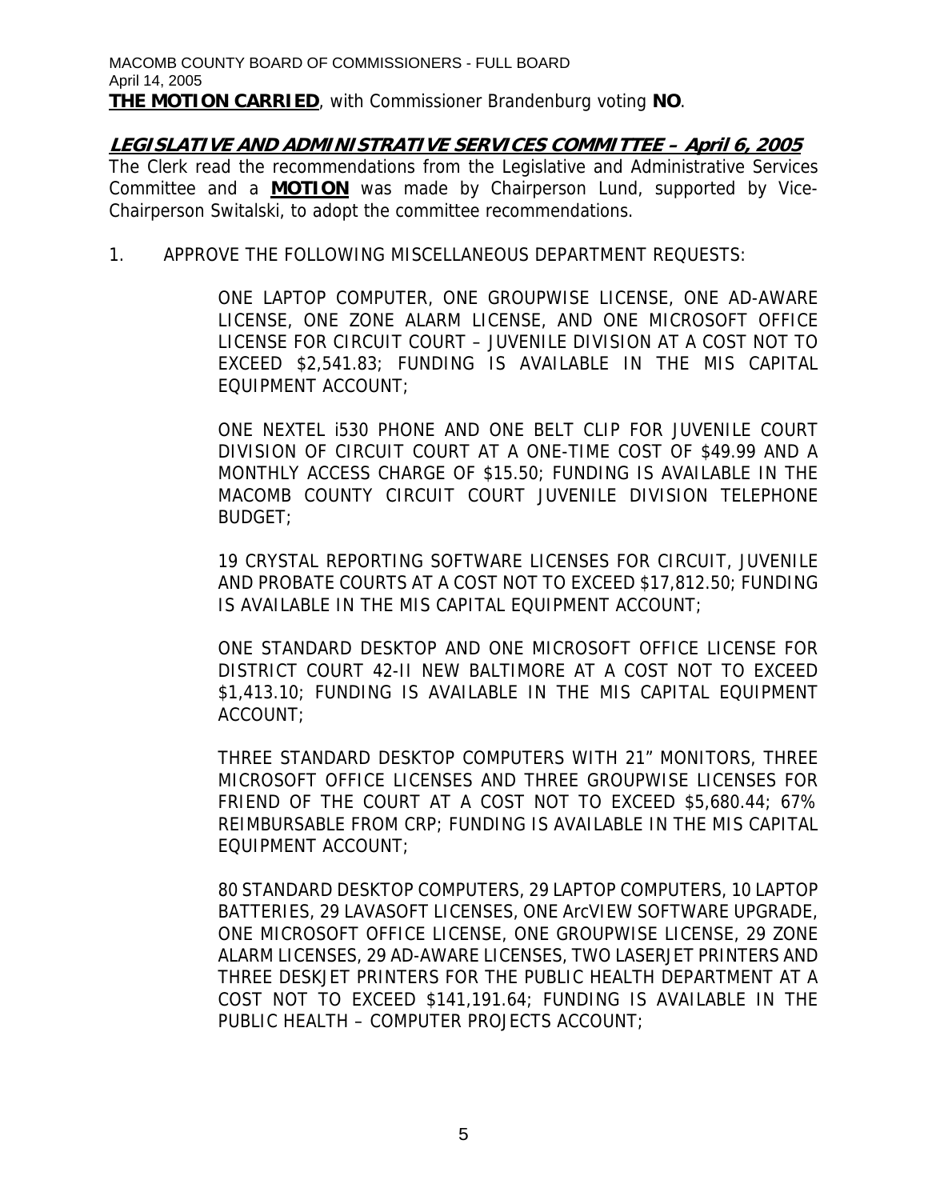**THE MOTION CARRIED**, with Commissioner Brandenburg voting **NO**.

## LEGISLATIVE AND ADMINISTRATIVE SERVICES COMMITTEE – April 6, 2005

The Clerk read the recommendations from the Legislative and Administrative Services Committee and a **MOTION** was made by Chairperson Lund, supported by Vice-Chairperson Switalski, to adopt the committee recommendations.

1. APPROVE THE FOLLOWING MISCELLANEOUS DEPARTMENT REQUESTS:

   ONE LAPTOP COMPUTER, ONE GROUPWISE LICENSE, ONE AD-AWARE LICENSE, ONE ZONE ALARM LICENSE, AND ONE MICROSOFT OFFICE LICENSE FOR CIRCUIT COURT – JUVENILE DIVISION AT A COST NOT TO EXCEED $2,541.83; FUNDING IS AVAILABLE IN THE MIS CAPITAL EQUIPMENT ACCOUNT;

   ONE NEXTEL i530 PHONE AND ONE BELT CLIP FOR JUVENILE COURT DIVISION OF CIRCUIT COURT AT A ONE-TIME COST OF $49.99 AND A MONTHLY ACCESS CHARGE OF $15.50; FUNDING IS AVAILABLE IN THE MACOMB COUNTY CIRCUIT COURT JUVENILE DIVISION TELEPHONE BUDGET;

   19 CRYSTAL REPORTING SOFTWARE LICENSES FOR CIRCUIT, JUVENILE AND PROBATE COURTS AT A COST NOT TO EXCEED $17,812.50; FUNDING IS AVAILABLE IN THE MIS CAPITAL EQUIPMENT ACCOUNT;

   ONE STANDARD DESKTOP AND ONE MICROSOFT OFFICE LICENSE FOR DISTRICT COURT 42-II NEW BALTIMORE AT A COST NOT TO EXCEED $1,413.10; FUNDING IS AVAILABLE IN THE MIS CAPITAL EQUIPMENT ACCOUNT;

   THREE STANDARD DESKTOP COMPUTERS WITH 21" MONITORS, THREE MICROSOFT OFFICE LICENSES AND THREE GROUPWISE LICENSES FOR FRIEND OF THE COURT AT A COST NOT TO EXCEED $5,680.44; 67% REIMBURSABLE FROM CRP; FUNDING IS AVAILABLE IN THE MIS CAPITAL EQUIPMENT ACCOUNT;

   80 STANDARD DESKTOP COMPUTERS, 29 LAPTOP COMPUTERS, 10 LAPTOP BATTERIES, 29 LAVASOFT LICENSES, ONE ArcVIEW SOFTWARE UPGRADE, ONE MICROSOFT OFFICE LICENSE, ONE GROUPWISE LICENSE, 29 ZONE ALARM LICENSES, 29 AD-AWARE LICENSES, TWO LASERJET PRINTERS AND THREE DESKJET PRINTERS FOR THE PUBLIC HEALTH DEPARTMENT AT A COST NOT TO EXCEED $141,191.64; FUNDING IS AVAILABLE IN THE PUBLIC HEALTH – COMPUTER PROJECTS ACCOUNT;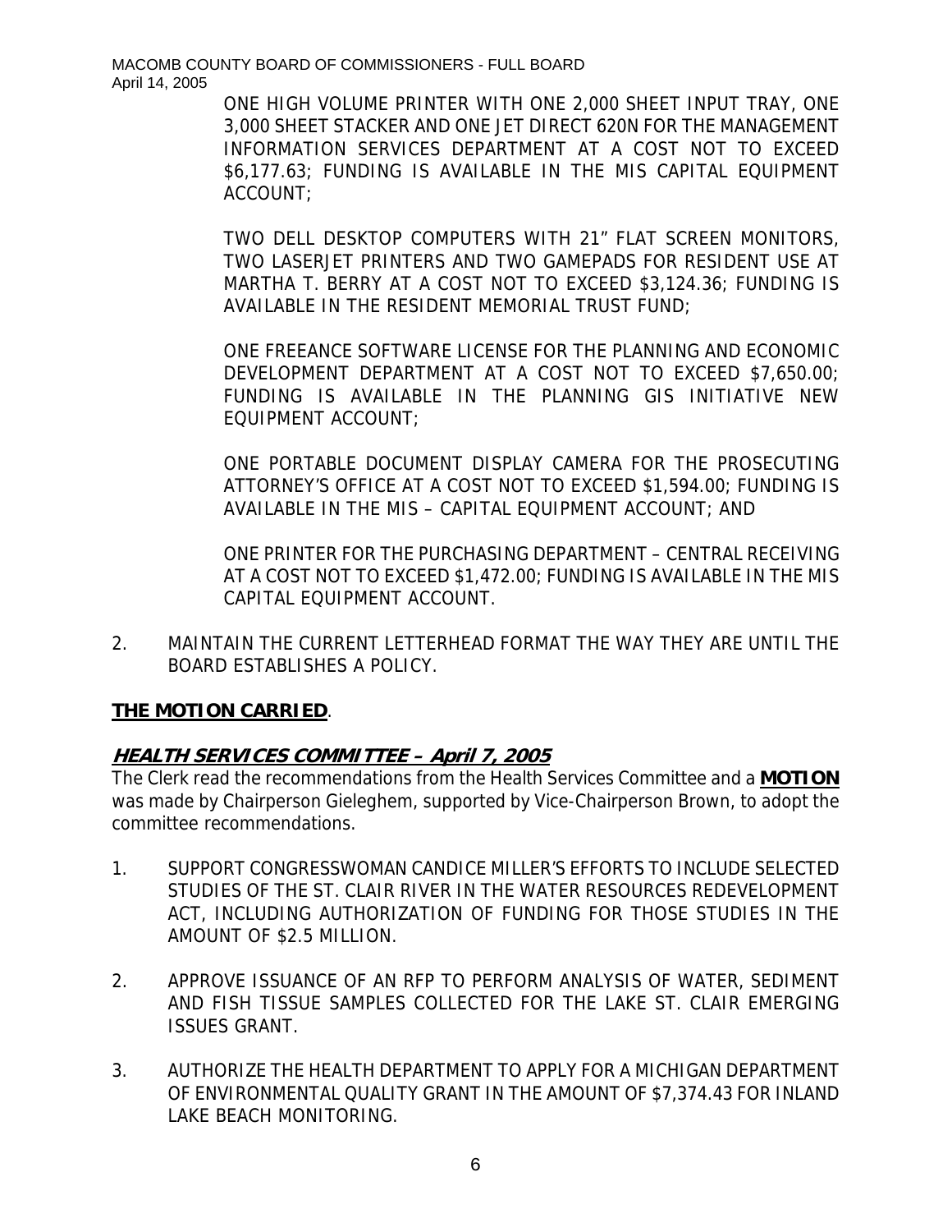ONE HIGH VOLUME PRINTER WITH ONE 2,000 SHEET INPUT TRAY, ONE 3,000 SHEET STACKER AND ONE JET DIRECT 620N FOR THE MANAGEMENT INFORMATION SERVICES DEPARTMENT AT A COST NOT TO EXCEED $6,177.63; FUNDING IS AVAILABLE IN THE MIS CAPITAL EQUIPMENT ACCOUNT;

TWO DELL DESKTOP COMPUTERS WITH 21" FLAT SCREEN MONITORS, TWO LASERJET PRINTERS AND TWO GAMEPADS FOR RESIDENT USE AT MARTHA T. BERRY AT A COST NOT TO EXCEED $3,124.36; FUNDING IS AVAILABLE IN THE RESIDENT MEMORIAL TRUST FUND;

ONE FREEANCE SOFTWARE LICENSE FOR THE PLANNING AND ECONOMIC DEVELOPMENT DEPARTMENT AT A COST NOT TO EXCEED $7,650.00; FUNDING IS AVAILABLE IN THE PLANNING GIS INITIATIVE NEW EQUIPMENT ACCOUNT;

ONE PORTABLE DOCUMENT DISPLAY CAMERA FOR THE PROSECUTING ATTORNEY'S OFFICE AT A COST NOT TO EXCEED $1,594.00; FUNDING IS AVAILABLE IN THE MIS – CAPITAL EQUIPMENT ACCOUNT; AND

ONE PRINTER FOR THE PURCHASING DEPARTMENT – CENTRAL RECEIVING AT A COST NOT TO EXCEED $1,472.00; FUNDING IS AVAILABLE IN THE MIS CAPITAL EQUIPMENT ACCOUNT.

2. MAINTAIN THE CURRENT LETTERHEAD FORMAT THE WAY THEY ARE UNTIL THE BOARD ESTABLISHES A POLICY.

**THE MOTION CARRIED**.

## ***HEALTH SERVICES COMMITTEE – April 7, 2005***

The Clerk read the recommendations from the Health Services Committee and a **MOTION** was made by Chairperson Gieleghem, supported by Vice-Chairperson Brown, to adopt the committee recommendations.

1. SUPPORT CONGRESSWOMAN CANDICE MILLER'S EFFORTS TO INCLUDE SELECTED STUDIES OF THE ST. CLAIR RIVER IN THE WATER RESOURCES REDEVELOPMENT ACT, INCLUDING AUTHORIZATION OF FUNDING FOR THOSE STUDIES IN THE AMOUNT OF $2.5 MILLION.

2. APPROVE ISSUANCE OF AN RFP TO PERFORM ANALYSIS OF WATER, SEDIMENT AND FISH TISSUE SAMPLES COLLECTED FOR THE LAKE ST. CLAIR EMERGING ISSUES GRANT.

3. AUTHORIZE THE HEALTH DEPARTMENT TO APPLY FOR A MICHIGAN DEPARTMENT OF ENVIRONMENTAL QUALITY GRANT IN THE AMOUNT OF $7,374.43 FOR INLAND LAKE BEACH MONITORING.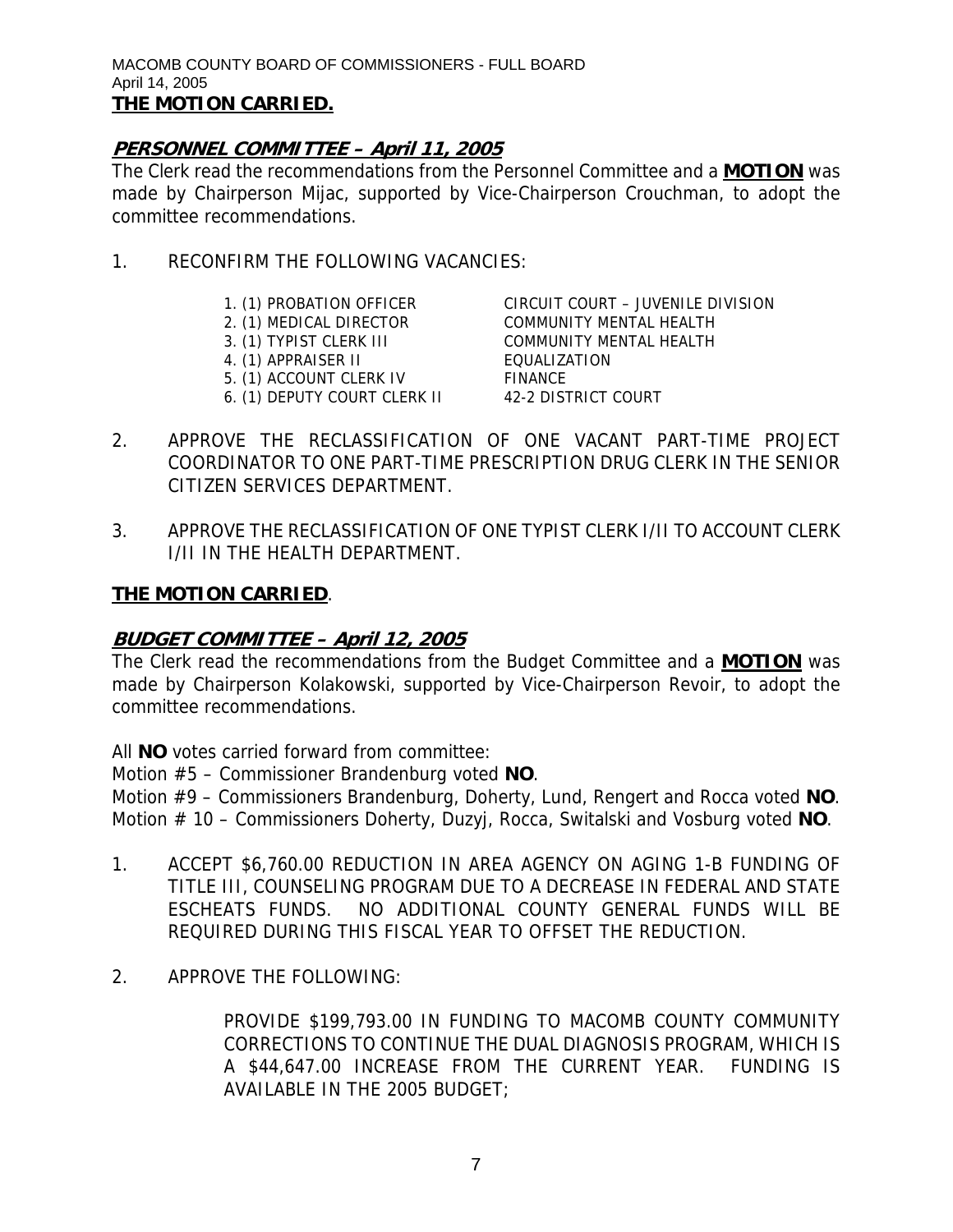**THE MOTION CARRIED.**

## ***PERSONNEL COMMITTEE – April 11, 2005***

The Clerk read the recommendations from the Personnel Committee and a **MOTION** was made by Chairperson Mijac, supported by Vice-Chairperson Crouchman, to adopt the committee recommendations.

1. RECONFIRM THE FOLLOWING VACANCIES:

| | |
|---|---|
| 1. (1) PROBATION OFFICER | CIRCUIT COURT – JUVENILE DIVISION |
| 2. (1) MEDICAL DIRECTOR | COMMUNITY MENTAL HEALTH |
| 3. (1) TYPIST CLERK III | COMMUNITY MENTAL HEALTH |
| 4. (1) APPRAISER II | EQUALIZATION |
| 5. (1) ACCOUNT CLERK IV | FINANCE |
| 6. (1) DEPUTY COURT CLERK II | 42-2 DISTRICT COURT |

2. APPROVE THE RECLASSIFICATION OF ONE VACANT PART-TIME PROJECT COORDINATOR TO ONE PART-TIME PRESCRIPTION DRUG CLERK IN THE SENIOR CITIZEN SERVICES DEPARTMENT.

3. APPROVE THE RECLASSIFICATION OF ONE TYPIST CLERK I/II TO ACCOUNT CLERK I/II IN THE HEALTH DEPARTMENT.

**THE MOTION CARRIED**.

## ***BUDGET COMMITTEE – April 12, 2005***

The Clerk read the recommendations from the Budget Committee and a **MOTION** was made by Chairperson Kolakowski, supported by Vice-Chairperson Revoir, to adopt the committee recommendations.

All **NO** votes carried forward from committee:
Motion #5 – Commissioner Brandenburg voted **NO**.
Motion #9 – Commissioners Brandenburg, Doherty, Lund, Rengert and Rocca voted **NO**.
Motion # 10 – Commissioners Doherty, Duzyj, Rocca, Switalski and Vosburg voted **NO**.

1. ACCEPT $6,760.00 REDUCTION IN AREA AGENCY ON AGING 1-B FUNDING OF TITLE III, COUNSELING PROGRAM DUE TO A DECREASE IN FEDERAL AND STATE ESCHEATS FUNDS. NO ADDITIONAL COUNTY GENERAL FUNDS WILL BE REQUIRED DURING THIS FISCAL YEAR TO OFFSET THE REDUCTION.

2. APPROVE THE FOLLOWING:

   PROVIDE $199,793.00 IN FUNDING TO MACOMB COUNTY COMMUNITY CORRECTIONS TO CONTINUE THE DUAL DIAGNOSIS PROGRAM, WHICH IS A $44,647.00 INCREASE FROM THE CURRENT YEAR. FUNDING IS AVAILABLE IN THE 2005 BUDGET;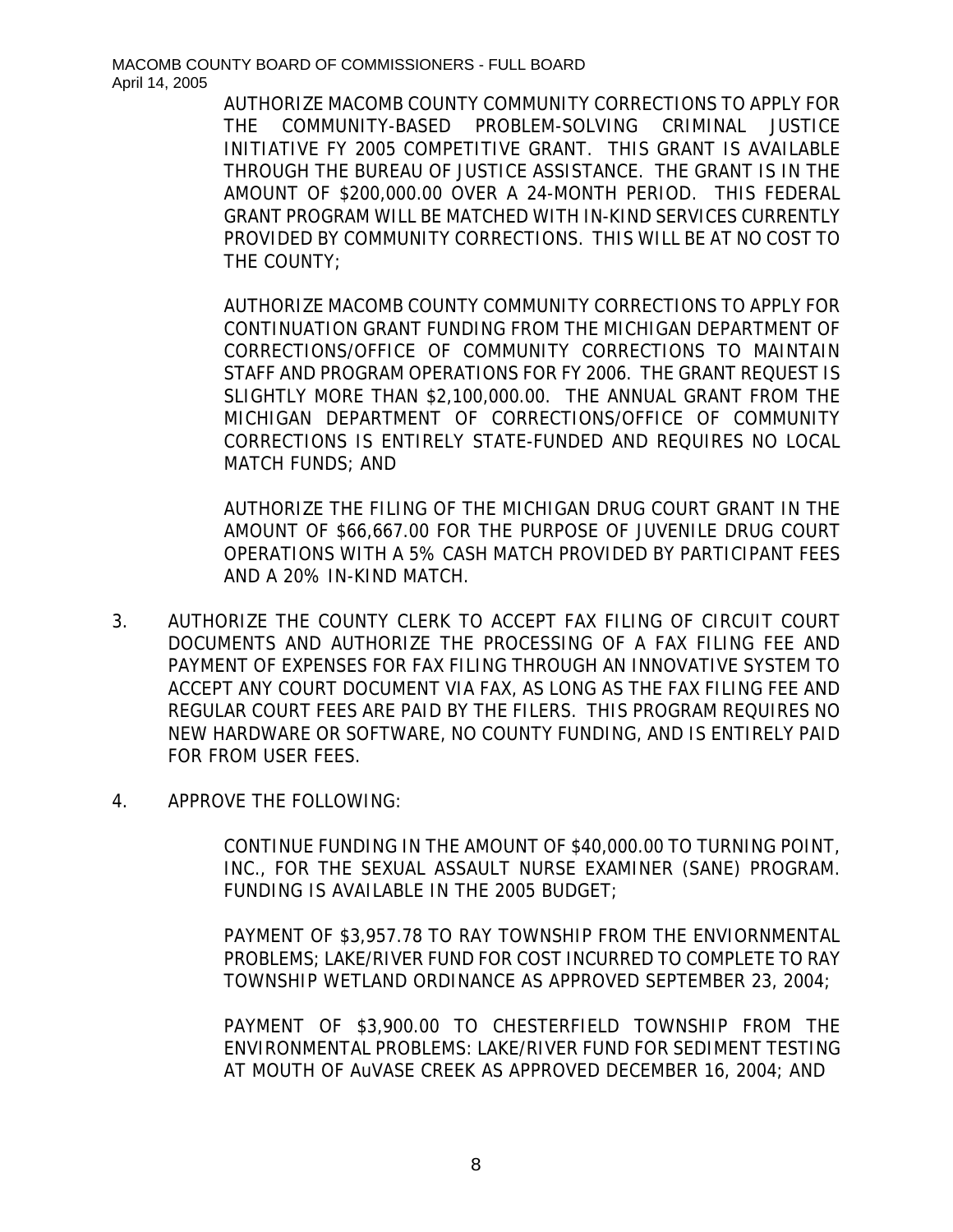AUTHORIZE MACOMB COUNTY COMMUNITY CORRECTIONS TO APPLY FOR THE COMMUNITY-BASED PROBLEM-SOLVING CRIMINAL JUSTICE INITIATIVE FY 2005 COMPETITIVE GRANT. THIS GRANT IS AVAILABLE THROUGH THE BUREAU OF JUSTICE ASSISTANCE. THE GRANT IS IN THE AMOUNT OF $200,000.00 OVER A 24-MONTH PERIOD. THIS FEDERAL GRANT PROGRAM WILL BE MATCHED WITH IN-KIND SERVICES CURRENTLY PROVIDED BY COMMUNITY CORRECTIONS. THIS WILL BE AT NO COST TO THE COUNTY;

AUTHORIZE MACOMB COUNTY COMMUNITY CORRECTIONS TO APPLY FOR CONTINUATION GRANT FUNDING FROM THE MICHIGAN DEPARTMENT OF CORRECTIONS/OFFICE OF COMMUNITY CORRECTIONS TO MAINTAIN STAFF AND PROGRAM OPERATIONS FOR FY 2006. THE GRANT REQUEST IS SLIGHTLY MORE THAN $2,100,000.00. THE ANNUAL GRANT FROM THE MICHIGAN DEPARTMENT OF CORRECTIONS/OFFICE OF COMMUNITY CORRECTIONS IS ENTIRELY STATE-FUNDED AND REQUIRES NO LOCAL MATCH FUNDS; AND

AUTHORIZE THE FILING OF THE MICHIGAN DRUG COURT GRANT IN THE AMOUNT OF $66,667.00 FOR THE PURPOSE OF JUVENILE DRUG COURT OPERATIONS WITH A 5% CASH MATCH PROVIDED BY PARTICIPANT FEES AND A 20% IN-KIND MATCH.

3. AUTHORIZE THE COUNTY CLERK TO ACCEPT FAX FILING OF CIRCUIT COURT DOCUMENTS AND AUTHORIZE THE PROCESSING OF A FAX FILING FEE AND PAYMENT OF EXPENSES FOR FAX FILING THROUGH AN INNOVATIVE SYSTEM TO ACCEPT ANY COURT DOCUMENT VIA FAX, AS LONG AS THE FAX FILING FEE AND REGULAR COURT FEES ARE PAID BY THE FILERS. THIS PROGRAM REQUIRES NO NEW HARDWARE OR SOFTWARE, NO COUNTY FUNDING, AND IS ENTIRELY PAID FOR FROM USER FEES.

4. APPROVE THE FOLLOWING:

   CONTINUE FUNDING IN THE AMOUNT OF $40,000.00 TO TURNING POINT, INC., FOR THE SEXUAL ASSAULT NURSE EXAMINER (SANE) PROGRAM. FUNDING IS AVAILABLE IN THE 2005 BUDGET;

   PAYMENT OF $3,957.78 TO RAY TOWNSHIP FROM THE ENVIORNMENTAL PROBLEMS; LAKE/RIVER FUND FOR COST INCURRED TO COMPLETE TO RAY TOWNSHIP WETLAND ORDINANCE AS APPROVED SEPTEMBER 23, 2004;

   PAYMENT OF $3,900.00 TO CHESTERFIELD TOWNSHIP FROM THE ENVIRONMENTAL PROBLEMS: LAKE/RIVER FUND FOR SEDIMENT TESTING AT MOUTH OF AuVASE CREEK AS APPROVED DECEMBER 16, 2004; AND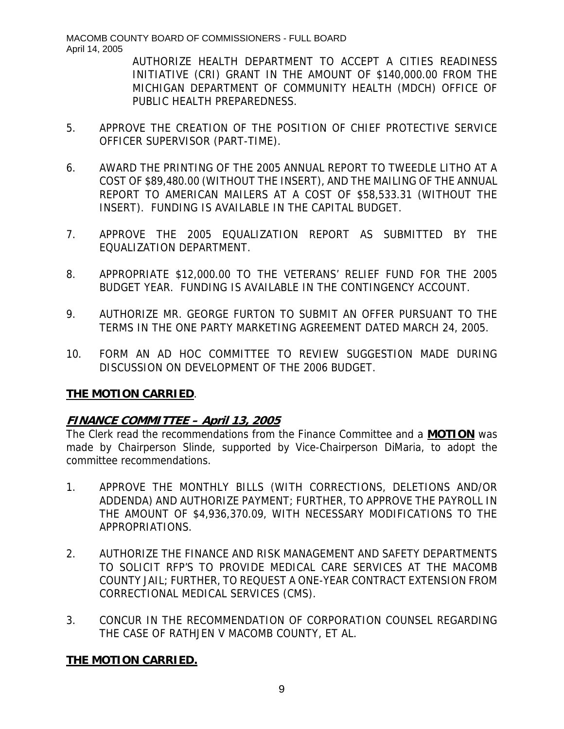AUTHORIZE HEALTH DEPARTMENT TO ACCEPT A CITIES READINESS INITIATIVE (CRI) GRANT IN THE AMOUNT OF $140,000.00 FROM THE MICHIGAN DEPARTMENT OF COMMUNITY HEALTH (MDCH) OFFICE OF PUBLIC HEALTH PREPAREDNESS.

5. APPROVE THE CREATION OF THE POSITION OF CHIEF PROTECTIVE SERVICE OFFICER SUPERVISOR (PART-TIME).

6. AWARD THE PRINTING OF THE 2005 ANNUAL REPORT TO TWEEDLE LITHO AT A COST OF $89,480.00 (WITHOUT THE INSERT), AND THE MAILING OF THE ANNUAL REPORT TO AMERICAN MAILERS AT A COST OF $58,533.31 (WITHOUT THE INSERT). FUNDING IS AVAILABLE IN THE CAPITAL BUDGET.

7. APPROVE THE 2005 EQUALIZATION REPORT AS SUBMITTED BY THE EQUALIZATION DEPARTMENT.

8. APPROPRIATE $12,000.00 TO THE VETERANS' RELIEF FUND FOR THE 2005 BUDGET YEAR. FUNDING IS AVAILABLE IN THE CONTINGENCY ACCOUNT.

9. AUTHORIZE MR. GEORGE FURTON TO SUBMIT AN OFFER PURSUANT TO THE TERMS IN THE ONE PARTY MARKETING AGREEMENT DATED MARCH 24, 2005.

10. FORM AN AD HOC COMMITTEE TO REVIEW SUGGESTION MADE DURING DISCUSSION ON DEVELOPMENT OF THE 2006 BUDGET.

**THE MOTION CARRIED**.

## ***FINANCE COMMITTEE – April 13, 2005***

The Clerk read the recommendations from the Finance Committee and a **MOTION** was made by Chairperson Slinde, supported by Vice-Chairperson DiMaria, to adopt the committee recommendations.

1. APPROVE THE MONTHLY BILLS (WITH CORRECTIONS, DELETIONS AND/OR ADDENDA) AND AUTHORIZE PAYMENT; FURTHER, TO APPROVE THE PAYROLL IN THE AMOUNT OF $4,936,370.09, WITH NECESSARY MODIFICATIONS TO THE APPROPRIATIONS.

2. AUTHORIZE THE FINANCE AND RISK MANAGEMENT AND SAFETY DEPARTMENTS TO SOLICIT RFP'S TO PROVIDE MEDICAL CARE SERVICES AT THE MACOMB COUNTY JAIL; FURTHER, TO REQUEST A ONE-YEAR CONTRACT EXTENSION FROM CORRECTIONAL MEDICAL SERVICES (CMS).

3. CONCUR IN THE RECOMMENDATION OF CORPORATION COUNSEL REGARDING THE CASE OF RATHJEN V MACOMB COUNTY, ET AL.

**THE MOTION CARRIED.**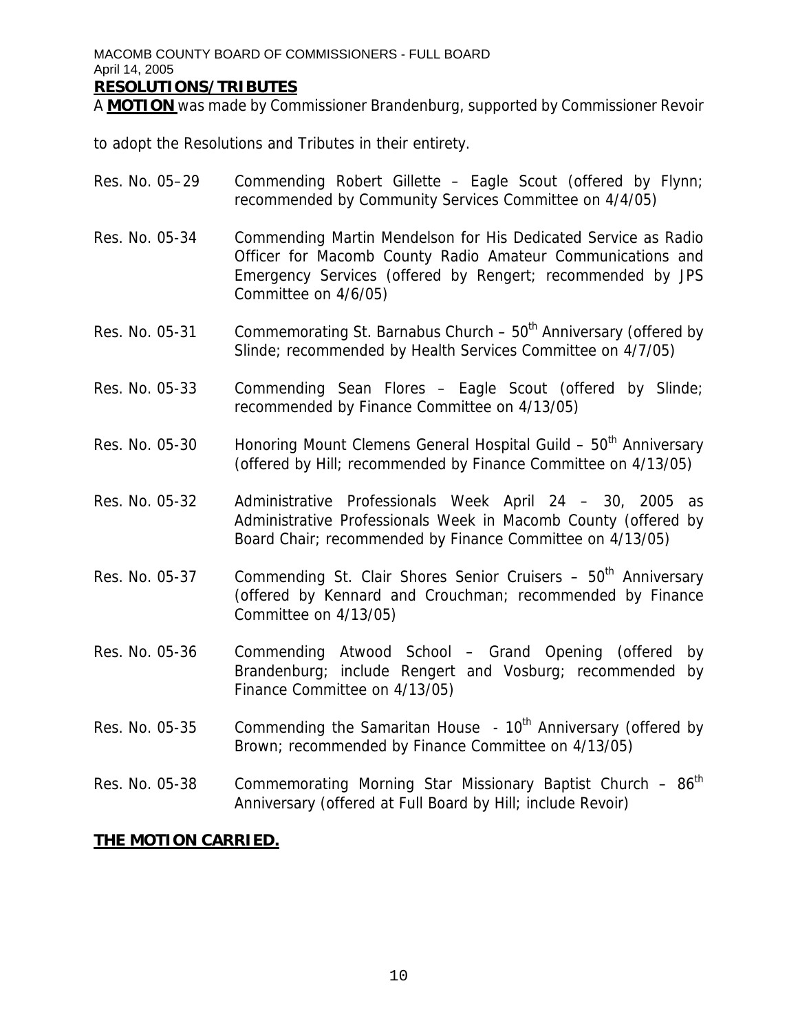MACOMB COUNTY BOARD OF COMMISSIONERS - FULL BOARD
April 14, 2005

**RESOLUTIONS/TRIBUTES**

A **MOTION** was made by Commissioner Brandenburg, supported by Commissioner Revoir to adopt the Resolutions and Tributes in their entirety.

| | |
|---|---|
| Res. No. 05–29 | Commending Robert Gillette – Eagle Scout (offered by Flynn; recommended by Community Services Committee on 4/4/05) |
| Res. No. 05-34 | Commending Martin Mendelson for His Dedicated Service as Radio Officer for Macomb County Radio Amateur Communications and Emergency Services (offered by Rengert; recommended by JPS Committee on 4/6/05) |
| Res. No. 05-31 | Commemorating St. Barnabus Church – 50th Anniversary (offered by Slinde; recommended by Health Services Committee on 4/7/05) |
| Res. No. 05-33 | Commending Sean Flores – Eagle Scout (offered by Slinde; recommended by Finance Committee on 4/13/05) |
| Res. No. 05-30 | Honoring Mount Clemens General Hospital Guild – 50th Anniversary (offered by Hill; recommended by Finance Committee on 4/13/05) |
| Res. No. 05-32 | Administrative Professionals Week April 24 – 30, 2005 as Administrative Professionals Week in Macomb County (offered by Board Chair; recommended by Finance Committee on 4/13/05) |
| Res. No. 05-37 | Commending St. Clair Shores Senior Cruisers – 50th Anniversary (offered by Kennard and Crouchman; recommended by Finance Committee on 4/13/05) |
| Res. No. 05-36 | Commending Atwood School – Grand Opening (offered by Brandenburg; include Rengert and Vosburg; recommended by Finance Committee on 4/13/05) |
| Res. No. 05-35 | Commending the Samaritan House - 10th Anniversary (offered by Brown; recommended by Finance Committee on 4/13/05) |
| Res. No. 05-38 | Commemorating Morning Star Missionary Baptist Church – 86th Anniversary (offered at Full Board by Hill; include Revoir) |

**THE MOTION CARRIED.**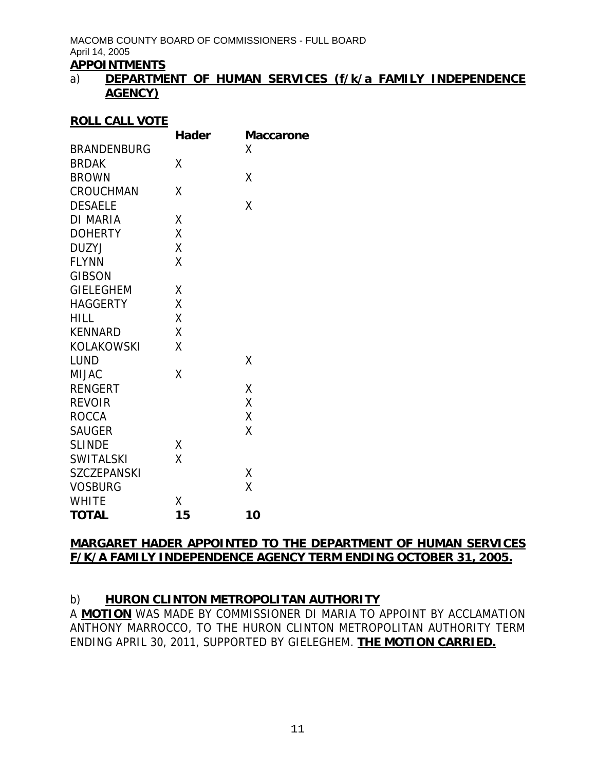MACOMB COUNTY BOARD OF COMMISSIONERS - FULL BOARD
April 14, 2005

**APPOINTMENTS**

a) **DEPARTMENT OF HUMAN SERVICES (f/k/a FAMILY INDEPENDENCE AGENCY)**

**ROLL CALL VOTE**

| | **Hader** | **Maccarone** |
|---|---|---|
| BRANDENBURG | | X |
| BRDAK | X | |
| BROWN | | X |
| CROUCHMAN | X | |
| DESAELE | | X |
| DI MARIA | X | |
| DOHERTY | X | |
| DUZYJ | X | |
| FLYNN | X | |
| GIBSON | | |
| GIELEGHEM | X | |
| HAGGERTY | X | |
| HILL | X | |
| KENNARD | X | |
| KOLAKOWSKI | X | |
| LUND | | X |
| MIJAC | X | |
| RENGERT | | X |
| REVOIR | | X |
| ROCCA | | X |
| SAUGER | | X |
| SLINDE | X | |
| SWITALSKI | X | |
| SZCZEPANSKI | | X |
| VOSBURG | | X |
| WHITE | X | |
| **TOTAL** | **15** | **10** |

**MARGARET HADER APPOINTED TO THE DEPARTMENT OF HUMAN SERVICES F/K/A FAMILY INDEPENDENCE AGENCY TERM ENDING OCTOBER 31, 2005.**

b) **HURON CLINTON METROPOLITAN AUTHORITY**

A **MOTION** WAS MADE BY COMMISSIONER DI MARIA TO APPOINT BY ACCLAMATION ANTHONY MARROCCO, TO THE HURON CLINTON METROPOLITAN AUTHORITY TERM ENDING APRIL 30, 2011, SUPPORTED BY GIELEGHEM. **THE MOTION CARRIED.**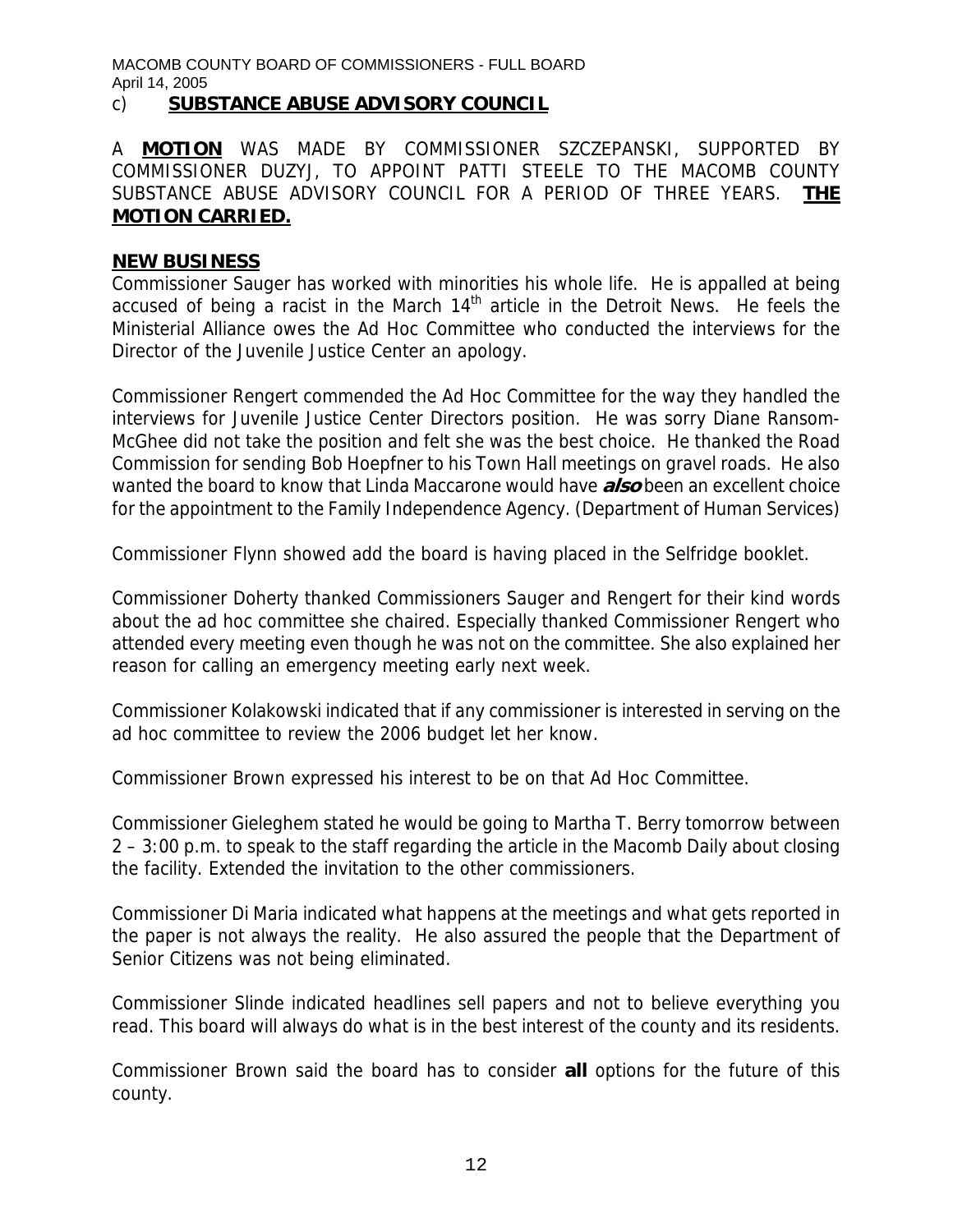c) **SUBSTANCE ABUSE ADVISORY COUNCIL**

A **MOTION** WAS MADE BY COMMISSIONER SZCZEPANSKI, SUPPORTED BY COMMISSIONER DUZYJ, TO APPOINT PATTI STEELE TO THE MACOMB COUNTY SUBSTANCE ABUSE ADVISORY COUNCIL FOR A PERIOD OF THREE YEARS. **THE MOTION CARRIED.**

## NEW BUSINESS

Commissioner Sauger has worked with minorities his whole life. He is appalled at being accused of being a racist in the March 14th article in the Detroit News. He feels the Ministerial Alliance owes the Ad Hoc Committee who conducted the interviews for the Director of the Juvenile Justice Center an apology.

Commissioner Rengert commended the Ad Hoc Committee for the way they handled the interviews for Juvenile Justice Center Directors position. He was sorry Diane Ransom-McGhee did not take the position and felt she was the best choice. He thanked the Road Commission for sending Bob Hoepfner to his Town Hall meetings on gravel roads. He also wanted the board to know that Linda Maccarone would have ***also*** been an excellent choice for the appointment to the Family Independence Agency. (Department of Human Services)

Commissioner Flynn showed add the board is having placed in the Selfridge booklet.

Commissioner Doherty thanked Commissioners Sauger and Rengert for their kind words about the ad hoc committee she chaired. Especially thanked Commissioner Rengert who attended every meeting even though he was not on the committee. She also explained her reason for calling an emergency meeting early next week.

Commissioner Kolakowski indicated that if any commissioner is interested in serving on the ad hoc committee to review the 2006 budget let her know.

Commissioner Brown expressed his interest to be on that Ad Hoc Committee.

Commissioner Gieleghem stated he would be going to Martha T. Berry tomorrow between 2 – 3:00 p.m. to speak to the staff regarding the article in the Macomb Daily about closing the facility. Extended the invitation to the other commissioners.

Commissioner Di Maria indicated what happens at the meetings and what gets reported in the paper is not always the reality. He also assured the people that the Department of Senior Citizens was not being eliminated.

Commissioner Slinde indicated headlines sell papers and not to believe everything you read. This board will always do what is in the best interest of the county and its residents.

Commissioner Brown said the board has to consider **all** options for the future of this county.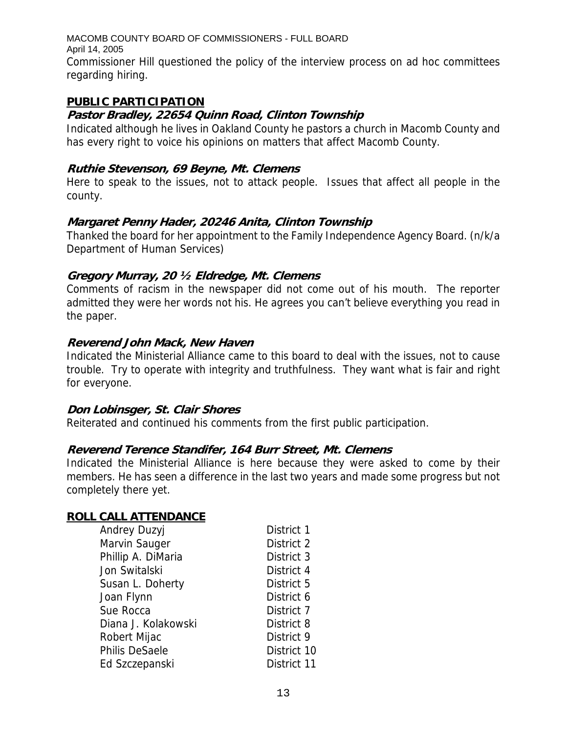Commissioner Hill questioned the policy of the interview process on ad hoc committees regarding hiring.

## PUBLIC PARTICIPATION

***Pastor Bradley, 22654 Quinn Road, Clinton Township***

Indicated although he lives in Oakland County he pastors a church in Macomb County and has every right to voice his opinions on matters that affect Macomb County.

***Ruthie Stevenson, 69 Beyne, Mt. Clemens***

Here to speak to the issues, not to attack people. Issues that affect all people in the county.

***Margaret Penny Hader, 20246 Anita, Clinton Township***

Thanked the board for her appointment to the Family Independence Agency Board. (n/k/a Department of Human Services)

***Gregory Murray, 20 ½ Eldredge, Mt. Clemens***

Comments of racism in the newspaper did not come out of his mouth. The reporter admitted they were her words not his. He agrees you can't believe everything you read in the paper.

***Reverend John Mack, New Haven***

Indicated the Ministerial Alliance came to this board to deal with the issues, not to cause trouble. Try to operate with integrity and truthfulness. They want what is fair and right for everyone.

***Don Lobinsger, St. Clair Shores***

Reiterated and continued his comments from the first public participation.

***Reverend Terence Standifer, 164 Burr Street, Mt. Clemens***

Indicated the Ministerial Alliance is here because they were asked to come by their members. He has seen a difference in the last two years and made some progress but not completely there yet.

## ROLL CALL ATTENDANCE

| | |
|---|---|
| Andrey Duzyj | District 1 |
| Marvin Sauger | District 2 |
| Phillip A. DiMaria | District 3 |
| Jon Switalski | District 4 |
| Susan L. Doherty | District 5 |
| Joan Flynn | District 6 |
| Sue Rocca | District 7 |
| Diana J. Kolakowski | District 8 |
| Robert Mijac | District 9 |
| Philis DeSaele | District 10 |
| Ed Szczepanski | District 11 |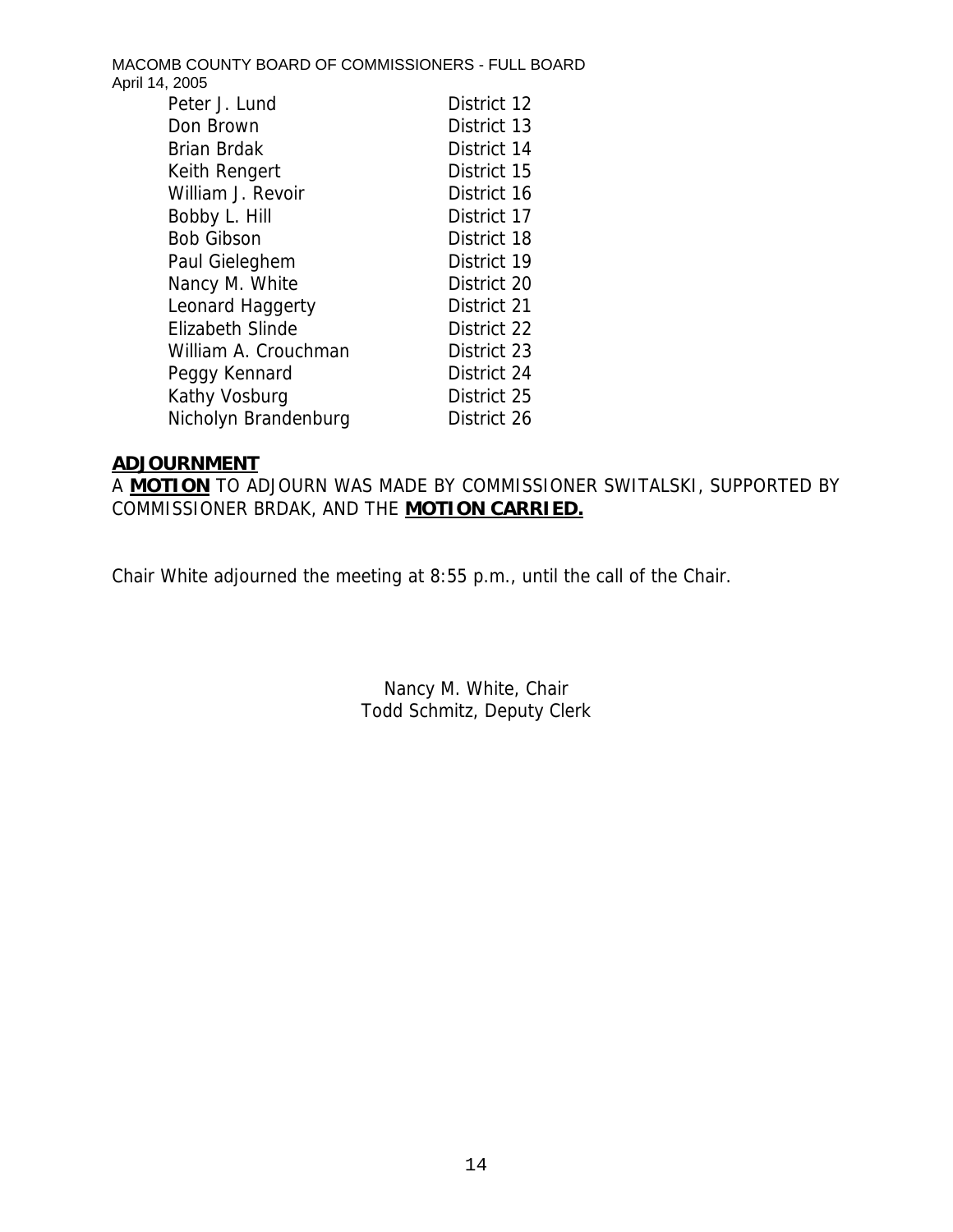| | |
|---|---|
| Peter J. Lund | District 12 |
| Don Brown | District 13 |
| Brian Brdak | District 14 |
| Keith Rengert | District 15 |
| William J. Revoir | District 16 |
| Bobby L. Hill | District 17 |
| Bob Gibson | District 18 |
| Paul Gieleghem | District 19 |
| Nancy M. White | District 20 |
| Leonard Haggerty | District 21 |
| Elizabeth Slinde | District 22 |
| William A. Crouchman | District 23 |
| Peggy Kennard | District 24 |
| Kathy Vosburg | District 25 |
| Nicholyn Brandenburg | District 26 |

## ADJOURNMENT

A **MOTION** TO ADJOURN WAS MADE BY COMMISSIONER SWITALSKI, SUPPORTED BY COMMISSIONER BRDAK, AND THE **MOTION CARRIED.**

Chair White adjourned the meeting at 8:55 p.m., until the call of the Chair.

Nancy M. White, Chair
Todd Schmitz, Deputy Clerk